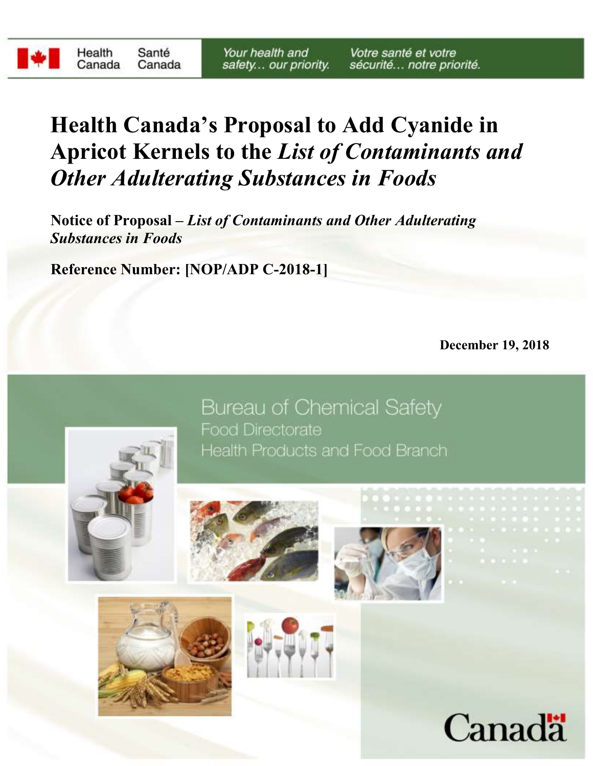Health Canada | Santé Canada

*Your health and safety... our priority.* | *Votre santé et votre sécurité... notre priorité.*

# Health Canada's Proposal to Add Cyanide in Apricot Kernels to the *List of Contaminants and Other Adulterating Substances in Foods*

**Notice of Proposal – *List of Contaminants and Other Adulterating Substances in Foods***

**Reference Number: [NOP/ADP C-2018-1]**

**December 19, 2018**

Bureau of Chemical Safety
Food Directorate
Health Products and Food Branch

Canada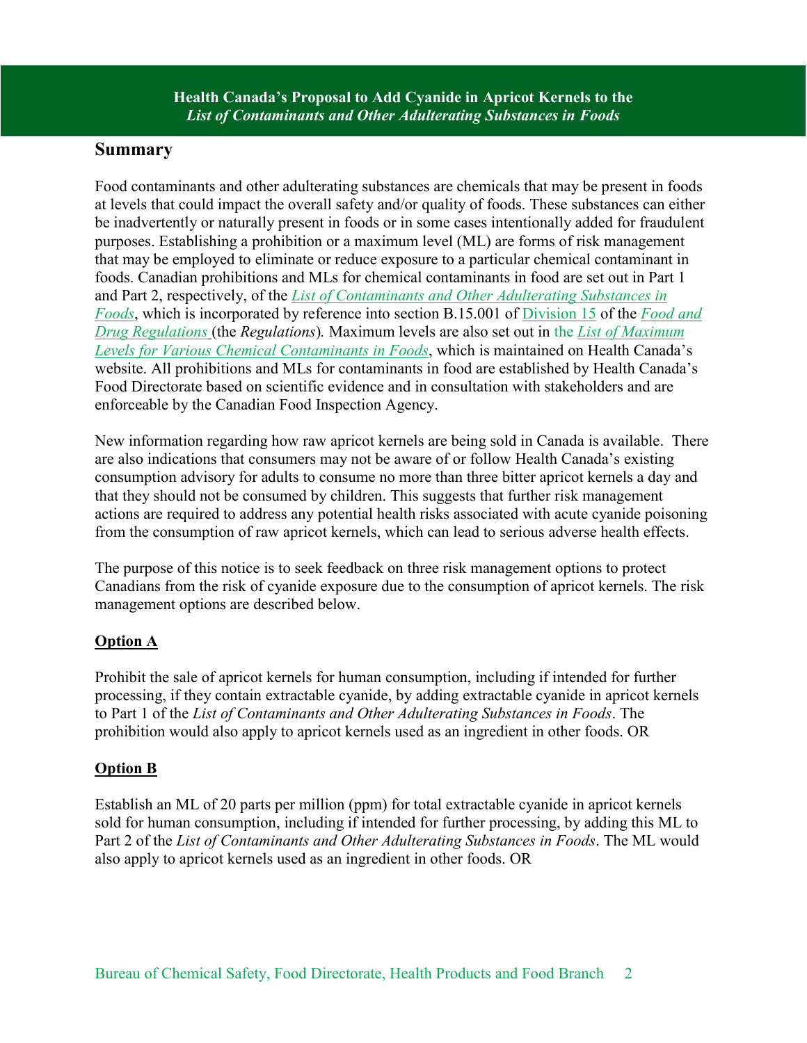**Health Canada's Proposal to Add Cyanide in Apricot Kernels to the *List of Contaminants and Other Adulterating Substances in Foods***

## Summary

Food contaminants and other adulterating substances are chemicals that may be present in foods at levels that could impact the overall safety and/or quality of foods. These substances can either be inadvertently or naturally present in foods or in some cases intentionally added for fraudulent purposes. Establishing a prohibition or a maximum level (ML) are forms of risk management that may be employed to eliminate or reduce exposure to a particular chemical contaminant in foods. Canadian prohibitions and MLs for chemical contaminants in food are set out in Part 1 and Part 2, respectively, of the *List of Contaminants and Other Adulterating Substances in Foods*, which is incorporated by reference into section B.15.001 of Division 15 of the *Food and Drug Regulations* (the *Regulations*). Maximum levels are also set out in the *List of Maximum Levels for Various Chemical Contaminants in Foods*, which is maintained on Health Canada's website. All prohibitions and MLs for contaminants in food are established by Health Canada's Food Directorate based on scientific evidence and in consultation with stakeholders and are enforceable by the Canadian Food Inspection Agency.

New information regarding how raw apricot kernels are being sold in Canada is available. There are also indications that consumers may not be aware of or follow Health Canada's existing consumption advisory for adults to consume no more than three bitter apricot kernels a day and that they should not be consumed by children. This suggests that further risk management actions are required to address any potential health risks associated with acute cyanide poisoning from the consumption of raw apricot kernels, which can lead to serious adverse health effects.

The purpose of this notice is to seek feedback on three risk management options to protect Canadians from the risk of cyanide exposure due to the consumption of apricot kernels. The risk management options are described below.

### Option A

Prohibit the sale of apricot kernels for human consumption, including if intended for further processing, if they contain extractable cyanide, by adding extractable cyanide in apricot kernels to Part 1 of the *List of Contaminants and Other Adulterating Substances in Foods*. The prohibition would also apply to apricot kernels used as an ingredient in other foods. OR

### Option B

Establish an ML of 20 parts per million (ppm) for total extractable cyanide in apricot kernels sold for human consumption, including if intended for further processing, by adding this ML to Part 2 of the *List of Contaminants and Other Adulterating Substances in Foods*. The ML would also apply to apricot kernels used as an ingredient in other foods. OR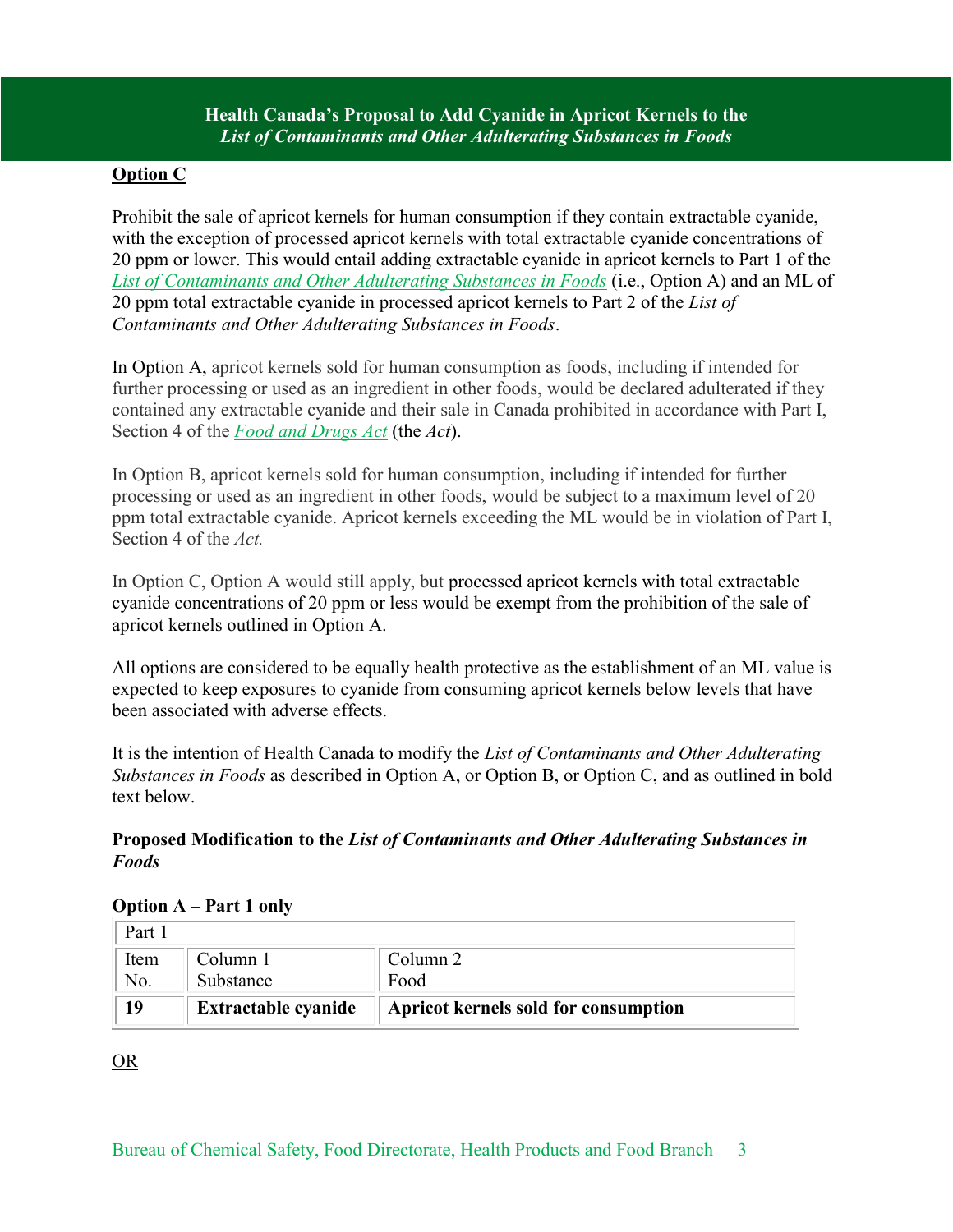**Option C**

Prohibit the sale of apricot kernels for human consumption if they contain extractable cyanide, with the exception of processed apricot kernels with total extractable cyanide concentrations of 20 ppm or lower. This would entail adding extractable cyanide in apricot kernels to Part 1 of the [*List of Contaminants and Other Adulterating Substances in Foods*](#) (i.e., Option A) and an ML of 20 ppm total extractable cyanide in processed apricot kernels to Part 2 of the *List of Contaminants and Other Adulterating Substances in Foods*.

In Option A, apricot kernels sold for human consumption as foods, including if intended for further processing or used as an ingredient in other foods, would be declared adulterated if they contained any extractable cyanide and their sale in Canada prohibited in accordance with Part I, Section 4 of the [*Food and Drugs Act*](#) (the *Act*).

In Option B, apricot kernels sold for human consumption, including if intended for further processing or used as an ingredient in other foods, would be subject to a maximum level of 20 ppm total extractable cyanide. Apricot kernels exceeding the ML would be in violation of Part I, Section 4 of the *Act.*

In Option C, Option A would still apply, but processed apricot kernels with total extractable cyanide concentrations of 20 ppm or less would be exempt from the prohibition of the sale of apricot kernels outlined in Option A.

All options are considered to be equally health protective as the establishment of an ML value is expected to keep exposures to cyanide from consuming apricot kernels below levels that have been associated with adverse effects.

It is the intention of Health Canada to modify the *List of Contaminants and Other Adulterating Substances in Foods* as described in Option A, or Option B, or Option C, and as outlined in bold text below.

**Proposed Modification to the *List of Contaminants and Other Adulterating Substances in Foods***

**Option A – Part 1 only**

| Part 1 | | |
|---|---|---|
| Item No. | Column 1 Substance | Column 2 Food |
| **19** | **Extractable cyanide** | **Apricot kernels sold for consumption** |

OR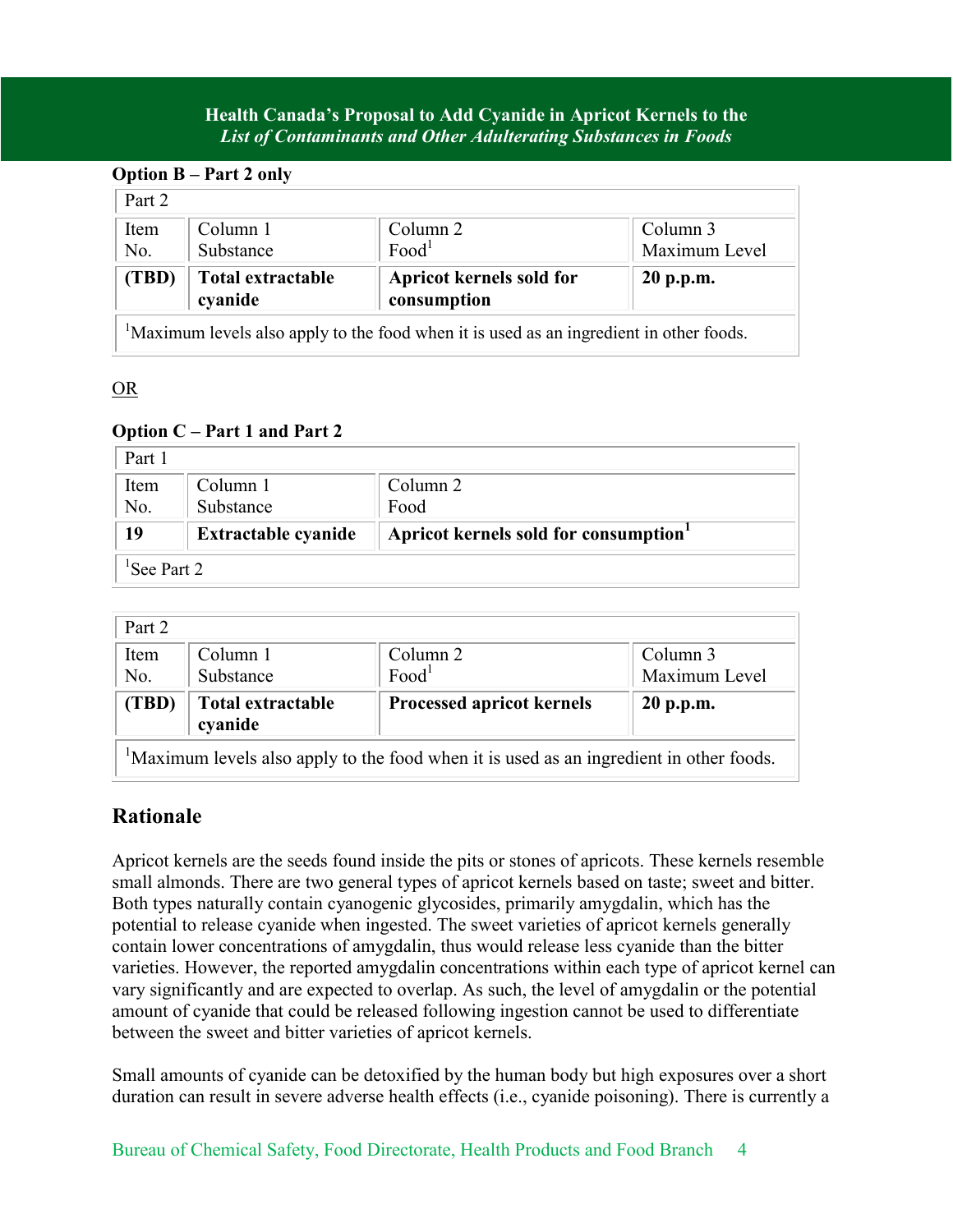**Option B – Part 2 only**

| Part 2 | | | |
|---|---|---|---|
| Item No. | Column 1 Substance | Column 2 Food[1] | Column 3 Maximum Level |
| **(TBD)** | **Total extractable cyanide** | **Apricot kernels sold for consumption** | **20 p.p.m.** |
| [1]Maximum levels also apply to the food when it is used as an ingredient in other foods. | | | |

OR

**Option C – Part 1 and Part 2**

| Part 1 | | |
|---|---|---|
| Item No. | Column 1 Substance | Column 2 Food |
| **19** | **Extractable cyanide** | **Apricot kernels sold for consumption[1]** |
| [1]See Part 2 | | |

| Part 2 | | | |
|---|---|---|---|
| Item No. | Column 1 Substance | Column 2 Food[1] | Column 3 Maximum Level |
| **(TBD)** | **Total extractable cyanide** | **Processed apricot kernels** | **20 p.p.m.** |
| [1]Maximum levels also apply to the food when it is used as an ingredient in other foods. | | | |

## Rationale

Apricot kernels are the seeds found inside the pits or stones of apricots. These kernels resemble small almonds. There are two general types of apricot kernels based on taste; sweet and bitter. Both types naturally contain cyanogenic glycosides, primarily amygdalin, which has the potential to release cyanide when ingested. The sweet varieties of apricot kernels generally contain lower concentrations of amygdalin, thus would release less cyanide than the bitter varieties. However, the reported amygdalin concentrations within each type of apricot kernel can vary significantly and are expected to overlap. As such, the level of amygdalin or the potential amount of cyanide that could be released following ingestion cannot be used to differentiate between the sweet and bitter varieties of apricot kernels.

Small amounts of cyanide can be detoxified by the human body but high exposures over a short duration can result in severe adverse health effects (i.e., cyanide poisoning). There is currently a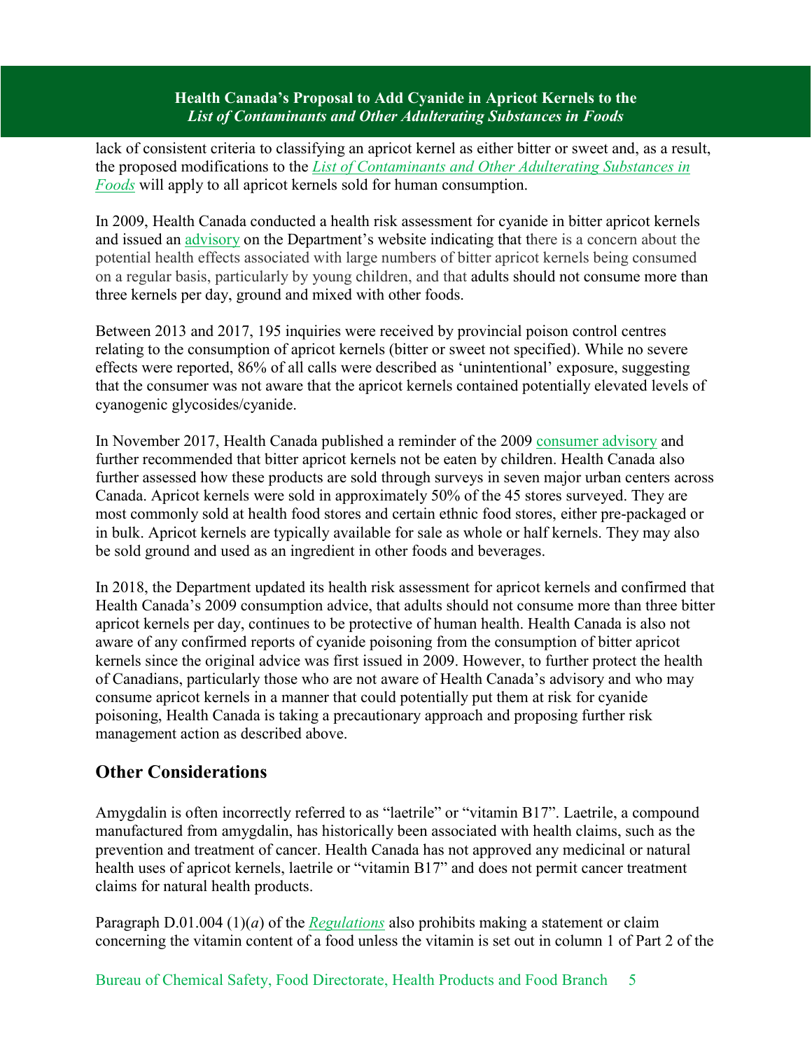lack of consistent criteria to classifying an apricot kernel as either bitter or sweet and, as a result, the proposed modifications to the *List of Contaminants and Other Adulterating Substances in Foods* will apply to all apricot kernels sold for human consumption.

In 2009, Health Canada conducted a health risk assessment for cyanide in bitter apricot kernels and issued an advisory on the Department's website indicating that there is a concern about the potential health effects associated with large numbers of bitter apricot kernels being consumed on a regular basis, particularly by young children, and that adults should not consume more than three kernels per day, ground and mixed with other foods.

Between 2013 and 2017, 195 inquiries were received by provincial poison control centres relating to the consumption of apricot kernels (bitter or sweet not specified). While no severe effects were reported, 86% of all calls were described as 'unintentional' exposure, suggesting that the consumer was not aware that the apricot kernels contained potentially elevated levels of cyanogenic glycosides/cyanide.

In November 2017, Health Canada published a reminder of the 2009 consumer advisory and further recommended that bitter apricot kernels not be eaten by children. Health Canada also further assessed how these products are sold through surveys in seven major urban centers across Canada. Apricot kernels were sold in approximately 50% of the 45 stores surveyed. They are most commonly sold at health food stores and certain ethnic food stores, either pre-packaged or in bulk. Apricot kernels are typically available for sale as whole or half kernels. They may also be sold ground and used as an ingredient in other foods and beverages.

In 2018, the Department updated its health risk assessment for apricot kernels and confirmed that Health Canada's 2009 consumption advice, that adults should not consume more than three bitter apricot kernels per day, continues to be protective of human health. Health Canada is also not aware of any confirmed reports of cyanide poisoning from the consumption of bitter apricot kernels since the original advice was first issued in 2009. However, to further protect the health of Canadians, particularly those who are not aware of Health Canada's advisory and who may consume apricot kernels in a manner that could potentially put them at risk for cyanide poisoning, Health Canada is taking a precautionary approach and proposing further risk management action as described above.

## Other Considerations

Amygdalin is often incorrectly referred to as "laetrile" or "vitamin B17". Laetrile, a compound manufactured from amygdalin, has historically been associated with health claims, such as the prevention and treatment of cancer. Health Canada has not approved any medicinal or natural health uses of apricot kernels, laetrile or "vitamin B17" and does not permit cancer treatment claims for natural health products.

Paragraph D.01.004 (1)(*a*) of the *Regulations* also prohibits making a statement or claim concerning the vitamin content of a food unless the vitamin is set out in column 1 of Part 2 of the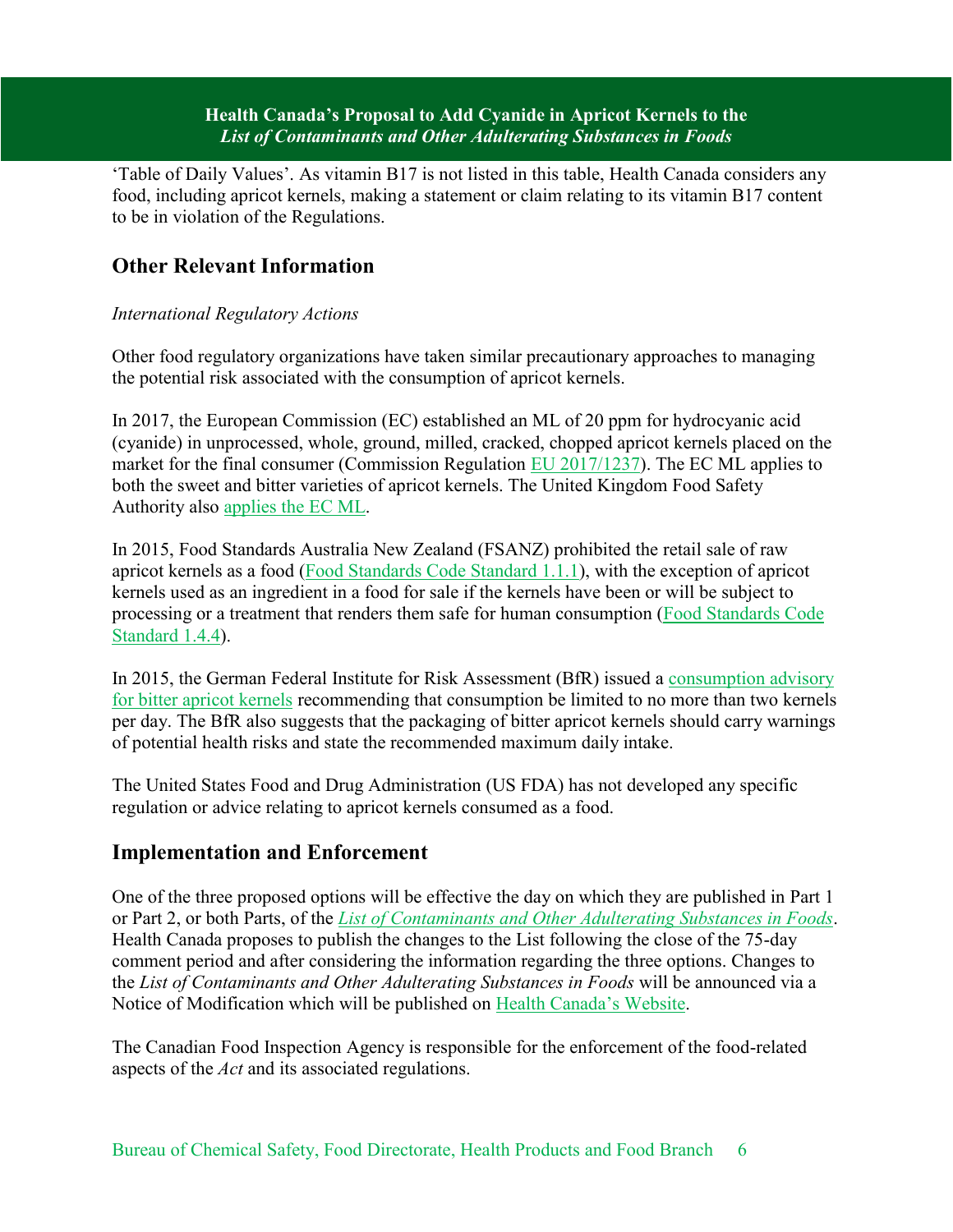'Table of Daily Values'. As vitamin B17 is not listed in this table, Health Canada considers any food, including apricot kernels, making a statement or claim relating to its vitamin B17 content to be in violation of the Regulations.

## Other Relevant Information

*International Regulatory Actions*

Other food regulatory organizations have taken similar precautionary approaches to managing the potential risk associated with the consumption of apricot kernels.

In 2017, the European Commission (EC) established an ML of 20 ppm for hydrocyanic acid (cyanide) in unprocessed, whole, ground, milled, cracked, chopped apricot kernels placed on the market for the final consumer (Commission Regulation EU 2017/1237). The EC ML applies to both the sweet and bitter varieties of apricot kernels. The United Kingdom Food Safety Authority also applies the EC ML.

In 2015, Food Standards Australia New Zealand (FSANZ) prohibited the retail sale of raw apricot kernels as a food (Food Standards Code Standard 1.1.1), with the exception of apricot kernels used as an ingredient in a food for sale if the kernels have been or will be subject to processing or a treatment that renders them safe for human consumption (Food Standards Code Standard 1.4.4).

In 2015, the German Federal Institute for Risk Assessment (BfR) issued a consumption advisory for bitter apricot kernels recommending that consumption be limited to no more than two kernels per day. The BfR also suggests that the packaging of bitter apricot kernels should carry warnings of potential health risks and state the recommended maximum daily intake.

The United States Food and Drug Administration (US FDA) has not developed any specific regulation or advice relating to apricot kernels consumed as a food.

## Implementation and Enforcement

One of the three proposed options will be effective the day on which they are published in Part 1 or Part 2, or both Parts, of the *List of Contaminants and Other Adulterating Substances in Foods*. Health Canada proposes to publish the changes to the List following the close of the 75-day comment period and after considering the information regarding the three options. Changes to the *List of Contaminants and Other Adulterating Substances in Foods* will be announced via a Notice of Modification which will be published on Health Canada's Website.

The Canadian Food Inspection Agency is responsible for the enforcement of the food-related aspects of the *Act* and its associated regulations.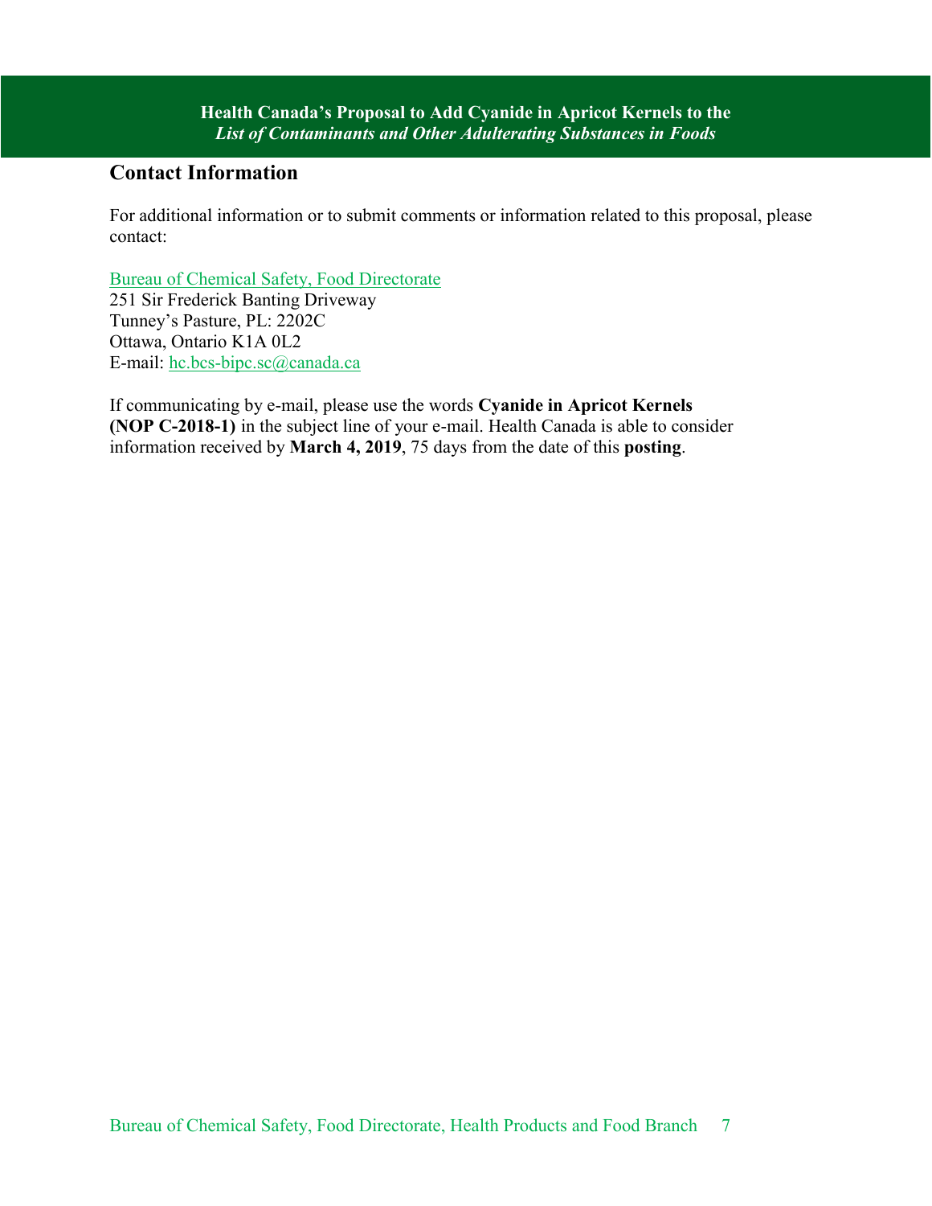## Contact Information

For additional information or to submit comments or information related to this proposal, please contact:

Bureau of Chemical Safety, Food Directorate
251 Sir Frederick Banting Driveway
Tunney's Pasture, PL: 2202C
Ottawa, Ontario K1A 0L2
E-mail: hc.bcs-bipc.sc@canada.ca

If communicating by e-mail, please use the words **Cyanide in Apricot Kernels (NOP C-2018-1)** in the subject line of your e-mail. Health Canada is able to consider information received by **March 4, 2019**, 75 days from the date of this **posting**.